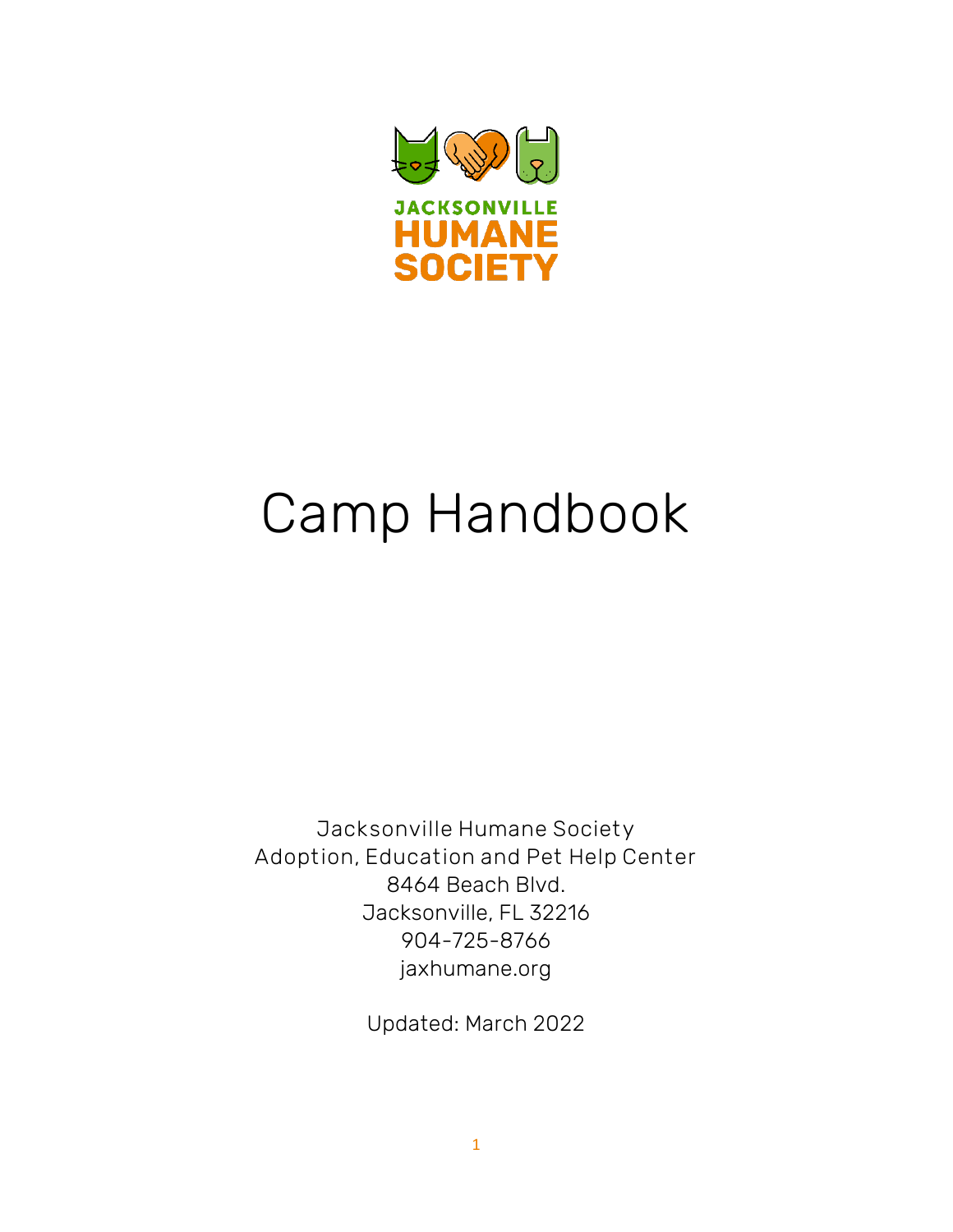JACKSONVILLE
HUMANE
SOCIETY

# Camp Handbook

Jacksonville Humane Society
Adoption, Education and Pet Help Center
8464 Beach Blvd.
Jacksonville, FL 32216
904-725-8766
jaxhumane.org

Updated: March 2022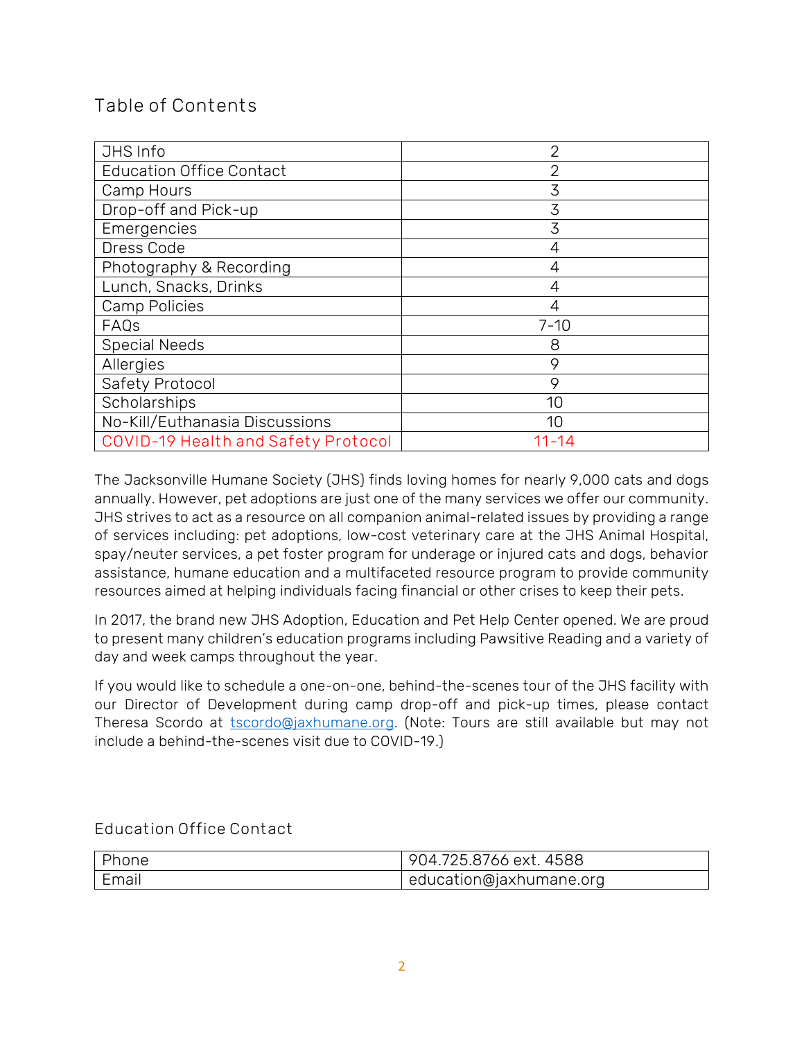## Table of Contents

| | |
|---|---|
| JHS Info | 2 |
| Education Office Contact | 2 |
| Camp Hours | 3 |
| Drop-off and Pick-up | 3 |
| Emergencies | 3 |
| Dress Code | 4 |
| Photography & Recording | 4 |
| Lunch, Snacks, Drinks | 4 |
| Camp Policies | 4 |
| FAQs | 7-10 |
| Special Needs | 8 |
| Allergies | 9 |
| Safety Protocol | 9 |
| Scholarships | 10 |
| No-Kill/Euthanasia Discussions | 10 |
| COVID-19 Health and Safety Protocol | 11-14 |

The Jacksonville Humane Society (JHS) finds loving homes for nearly 9,000 cats and dogs annually. However, pet adoptions are just one of the many services we offer our community. JHS strives to act as a resource on all companion animal-related issues by providing a range of services including: pet adoptions, low-cost veterinary care at the JHS Animal Hospital, spay/neuter services, a pet foster program for underage or injured cats and dogs, behavior assistance, humane education and a multifaceted resource program to provide community resources aimed at helping individuals facing financial or other crises to keep their pets.

In 2017, the brand new JHS Adoption, Education and Pet Help Center opened. We are proud to present many children's education programs including Pawsitive Reading and a variety of day and week camps throughout the year.

If you would like to schedule a one-on-one, behind-the-scenes tour of the JHS facility with our Director of Development during camp drop-off and pick-up times, please contact Theresa Scordo at tscordo@jaxhumane.org. (Note: Tours are still available but may not include a behind-the-scenes visit due to COVID-19.)

## Education Office Contact

| | |
|---|---|
| Phone | 904.725.8766 ext. 4588 |
| Email | education@jaxhumane.org |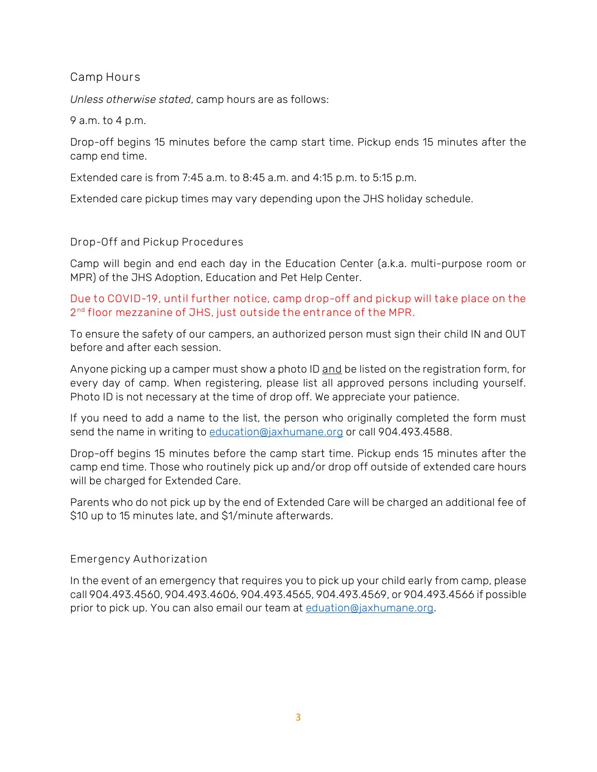## Camp Hours

*Unless otherwise stated*, camp hours are as follows:

9 a.m. to 4 p.m.

Drop-off begins 15 minutes before the camp start time. Pickup ends 15 minutes after the camp end time.

Extended care is from 7:45 a.m. to 8:45 a.m. and 4:15 p.m. to 5:15 p.m.

Extended care pickup times may vary depending upon the JHS holiday schedule.

## Drop-Off and Pickup Procedures

Camp will begin and end each day in the Education Center (a.k.a. multi-purpose room or MPR) of the JHS Adoption, Education and Pet Help Center.

Due to COVID-19, until further notice, camp drop-off and pickup will take place on the 2nd floor mezzanine of JHS, just outside the entrance of the MPR.

To ensure the safety of our campers, an authorized person must sign their child IN and OUT before and after each session.

Anyone picking up a camper must show a photo ID and be listed on the registration form, for every day of camp. When registering, please list all approved persons including yourself. Photo ID is not necessary at the time of drop off. We appreciate your patience.

If you need to add a name to the list, the person who originally completed the form must send the name in writing to education@jaxhumane.org or call 904.493.4588.

Drop-off begins 15 minutes before the camp start time. Pickup ends 15 minutes after the camp end time. Those who routinely pick up and/or drop off outside of extended care hours will be charged for Extended Care.

Parents who do not pick up by the end of Extended Care will be charged an additional fee of $10 up to 15 minutes late, and $1/minute afterwards.

## Emergency Authorization

In the event of an emergency that requires you to pick up your child early from camp, please call 904.493.4560, 904.493.4606, 904.493.4565, 904.493.4569, or 904.493.4566 if possible prior to pick up. You can also email our team at eduation@jaxhumane.org.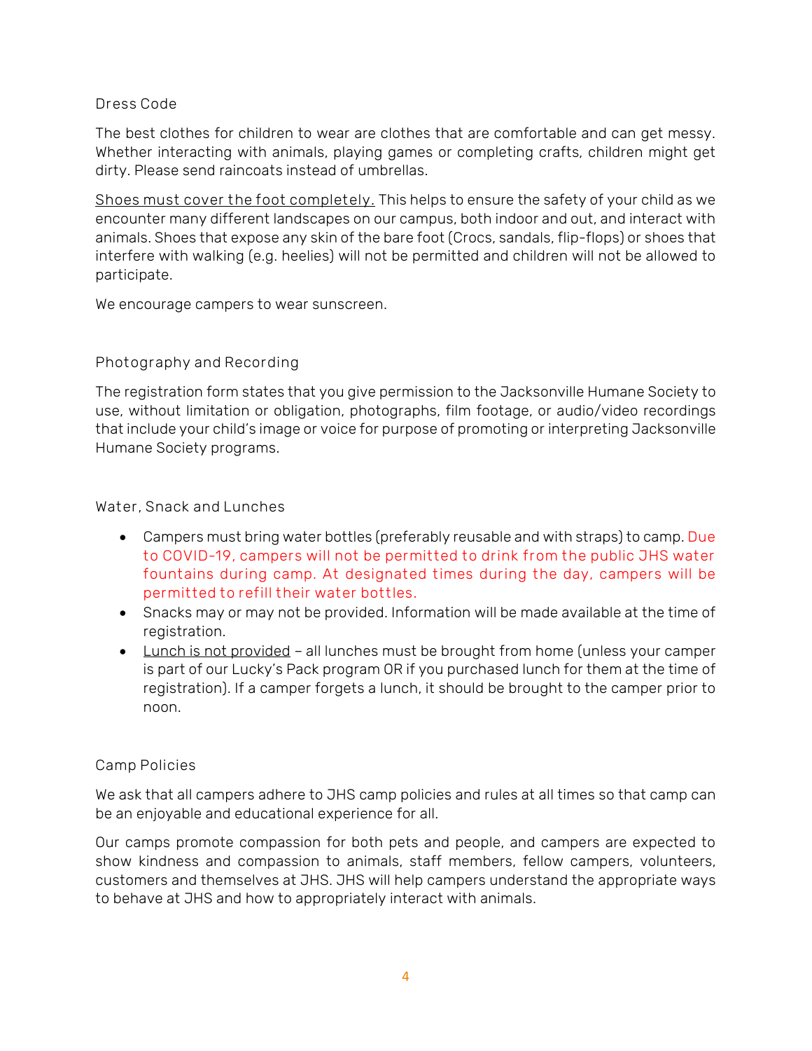## Dress Code

The best clothes for children to wear are clothes that are comfortable and can get messy. Whether interacting with animals, playing games or completing crafts, children might get dirty. Please send raincoats instead of umbrellas.

<u>Shoes must cover the foot completely.</u> This helps to ensure the safety of your child as we encounter many different landscapes on our campus, both indoor and out, and interact with animals. Shoes that expose any skin of the bare foot (Crocs, sandals, flip-flops) or shoes that interfere with walking (e.g. heelies) will not be permitted and children will not be allowed to participate.

We encourage campers to wear sunscreen.

## Photography and Recording

The registration form states that you give permission to the Jacksonville Humane Society to use, without limitation or obligation, photographs, film footage, or audio/video recordings that include your child's image or voice for purpose of promoting or interpreting Jacksonville Humane Society programs.

## Water, Snack and Lunches

- Campers must bring water bottles (preferably reusable and with straps) to camp. Due to COVID-19, campers will not be permitted to drink from the public JHS water fountains during camp. At designated times during the day, campers will be permitted to refill their water bottles.
- Snacks may or may not be provided. Information will be made available at the time of registration.
- <u>Lunch is not provided</u> – all lunches must be brought from home (unless your camper is part of our Lucky's Pack program OR if you purchased lunch for them at the time of registration). If a camper forgets a lunch, it should be brought to the camper prior to noon.

## Camp Policies

We ask that all campers adhere to JHS camp policies and rules at all times so that camp can be an enjoyable and educational experience for all.

Our camps promote compassion for both pets and people, and campers are expected to show kindness and compassion to animals, staff members, fellow campers, volunteers, customers and themselves at JHS. JHS will help campers understand the appropriate ways to behave at JHS and how to appropriately interact with animals.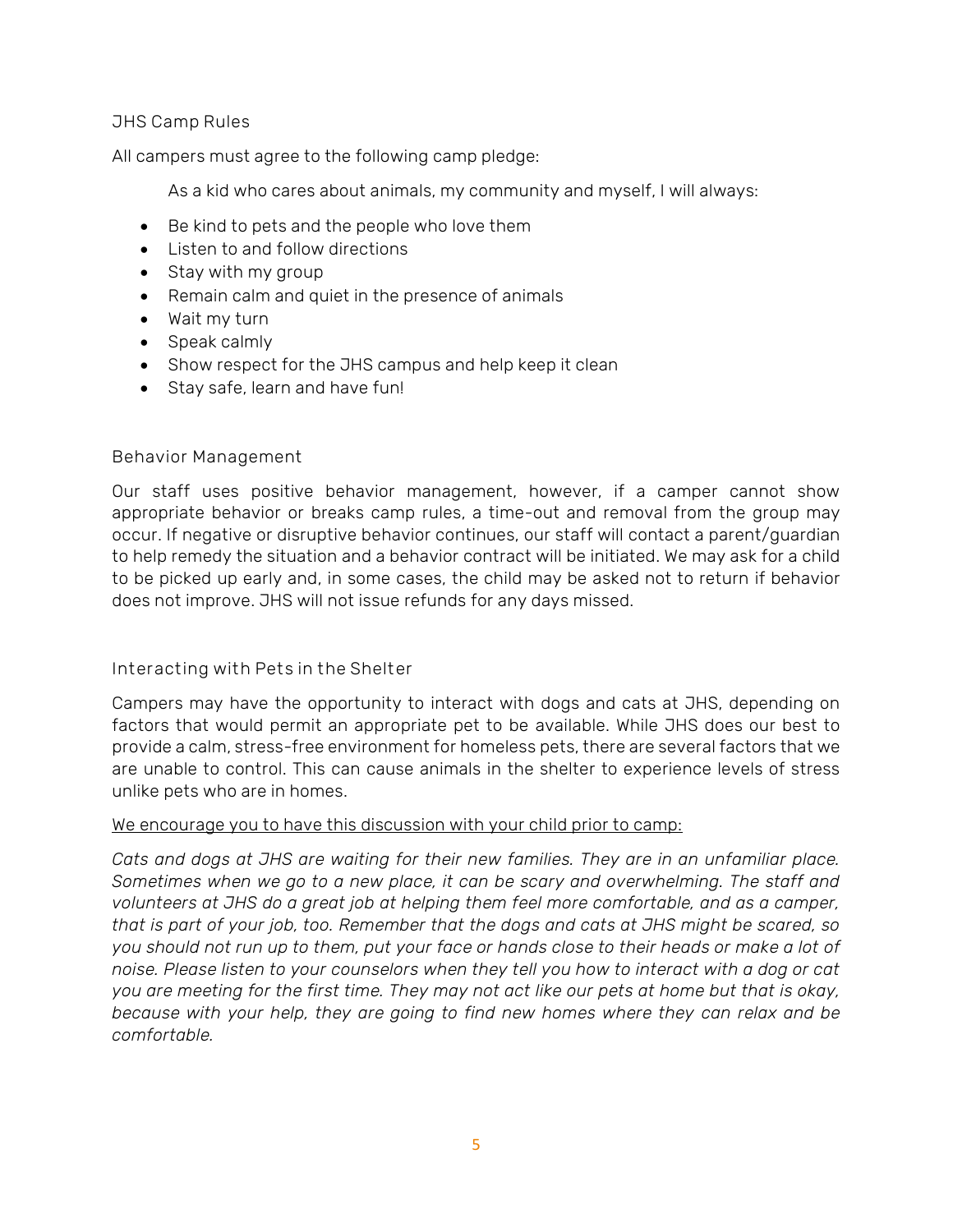## JHS Camp Rules

All campers must agree to the following camp pledge:

As a kid who cares about animals, my community and myself, I will always:

- Be kind to pets and the people who love them
- Listen to and follow directions
- Stay with my group
- Remain calm and quiet in the presence of animals
- Wait my turn
- Speak calmly
- Show respect for the JHS campus and help keep it clean
- Stay safe, learn and have fun!

## Behavior Management

Our staff uses positive behavior management, however, if a camper cannot show appropriate behavior or breaks camp rules, a time-out and removal from the group may occur. If negative or disruptive behavior continues, our staff will contact a parent/guardian to help remedy the situation and a behavior contract will be initiated. We may ask for a child to be picked up early and, in some cases, the child may be asked not to return if behavior does not improve. JHS will not issue refunds for any days missed.

## Interacting with Pets in the Shelter

Campers may have the opportunity to interact with dogs and cats at JHS, depending on factors that would permit an appropriate pet to be available. While JHS does our best to provide a calm, stress-free environment for homeless pets, there are several factors that we are unable to control. This can cause animals in the shelter to experience levels of stress unlike pets who are in homes.

<u>We encourage you to have this discussion with your child prior to camp:</u>

*Cats and dogs at JHS are waiting for their new families. They are in an unfamiliar place. Sometimes when we go to a new place, it can be scary and overwhelming. The staff and volunteers at JHS do a great job at helping them feel more comfortable, and as a camper, that is part of your job, too. Remember that the dogs and cats at JHS might be scared, so you should not run up to them, put your face or hands close to their heads or make a lot of noise. Please listen to your counselors when they tell you how to interact with a dog or cat you are meeting for the first time. They may not act like our pets at home but that is okay, because with your help, they are going to find new homes where they can relax and be comfortable.*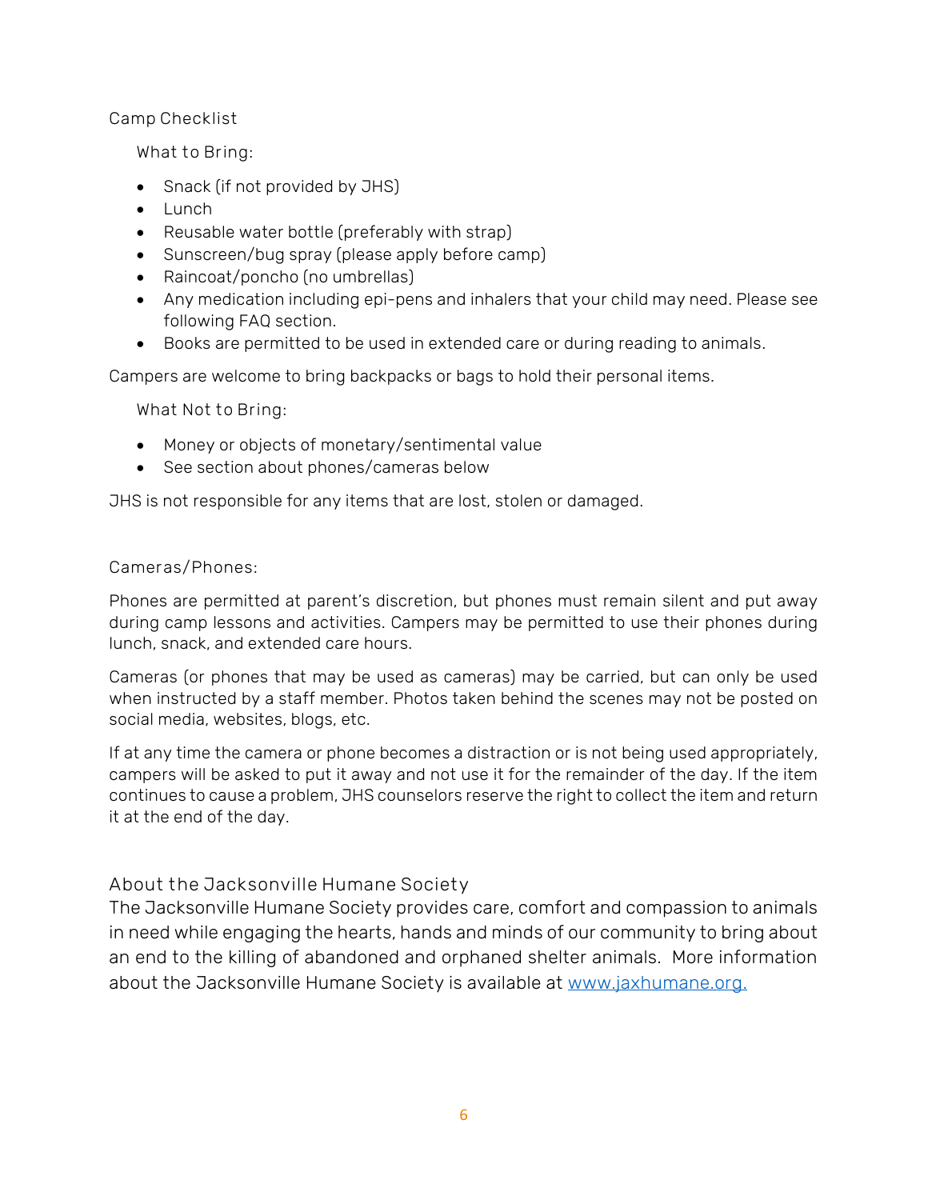## Camp Checklist

### What to Bring:

- Snack (if not provided by JHS)
- Lunch
- Reusable water bottle (preferably with strap)
- Sunscreen/bug spray (please apply before camp)
- Raincoat/poncho (no umbrellas)
- Any medication including epi-pens and inhalers that your child may need. Please see following FAQ section.
- Books are permitted to be used in extended care or during reading to animals.

Campers are welcome to bring backpacks or bags to hold their personal items.

### What Not to Bring:

- Money or objects of monetary/sentimental value
- See section about phones/cameras below

JHS is not responsible for any items that are lost, stolen or damaged.

### Cameras/Phones:

Phones are permitted at parent's discretion, but phones must remain silent and put away during camp lessons and activities. Campers may be permitted to use their phones during lunch, snack, and extended care hours.

Cameras (or phones that may be used as cameras) may be carried, but can only be used when instructed by a staff member. Photos taken behind the scenes may not be posted on social media, websites, blogs, etc.

If at any time the camera or phone becomes a distraction or is not being used appropriately, campers will be asked to put it away and not use it for the remainder of the day. If the item continues to cause a problem, JHS counselors reserve the right to collect the item and return it at the end of the day.

## About the Jacksonville Humane Society

The Jacksonville Humane Society provides care, comfort and compassion to animals in need while engaging the hearts, hands and minds of our community to bring about an end to the killing of abandoned and orphaned shelter animals. More information about the Jacksonville Humane Society is available at [www.jaxhumane.org.](http://www.jaxhumane.org)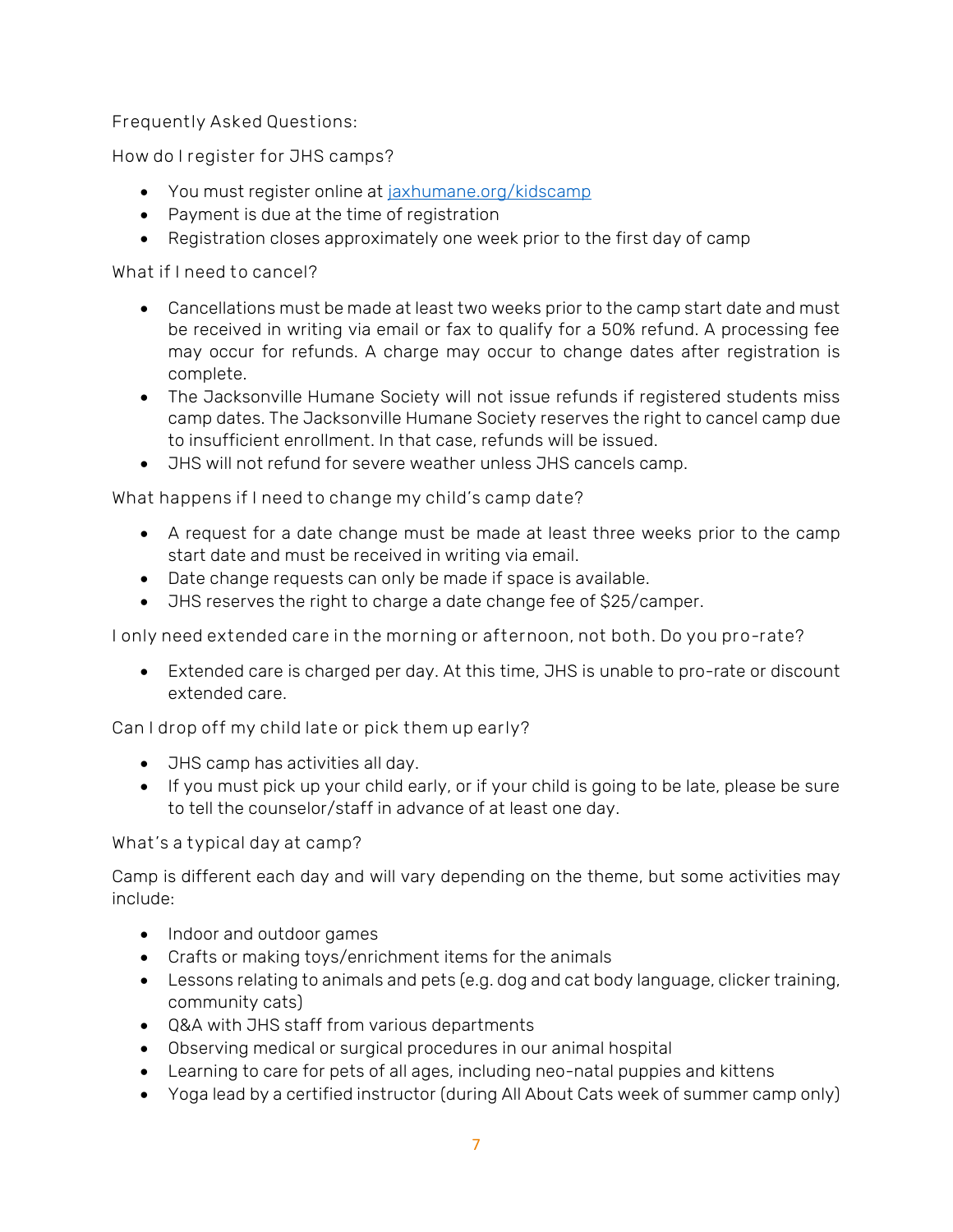## Frequently Asked Questions:

### How do I register for JHS camps?

- You must register online at [jaxhumane.org/kidscamp](jaxhumane.org/kidscamp)
- Payment is due at the time of registration
- Registration closes approximately one week prior to the first day of camp

### What if I need to cancel?

- Cancellations must be made at least two weeks prior to the camp start date and must be received in writing via email or fax to qualify for a 50% refund. A processing fee may occur for refunds. A charge may occur to change dates after registration is complete.
- The Jacksonville Humane Society will not issue refunds if registered students miss camp dates. The Jacksonville Humane Society reserves the right to cancel camp due to insufficient enrollment. In that case, refunds will be issued.
- JHS will not refund for severe weather unless JHS cancels camp.

### What happens if I need to change my child's camp date?

- A request for a date change must be made at least three weeks prior to the camp start date and must be received in writing via email.
- Date change requests can only be made if space is available.
- JHS reserves the right to charge a date change fee of $25/camper.

### I only need extended care in the morning or afternoon, not both. Do you pro-rate?

- Extended care is charged per day. At this time, JHS is unable to pro-rate or discount extended care.

### Can I drop off my child late or pick them up early?

- JHS camp has activities all day.
- If you must pick up your child early, or if your child is going to be late, please be sure to tell the counselor/staff in advance of at least one day.

### What's a typical day at camp?

Camp is different each day and will vary depending on the theme, but some activities may include:

- Indoor and outdoor games
- Crafts or making toys/enrichment items for the animals
- Lessons relating to animals and pets (e.g. dog and cat body language, clicker training, community cats)
- Q&A with JHS staff from various departments
- Observing medical or surgical procedures in our animal hospital
- Learning to care for pets of all ages, including neo-natal puppies and kittens
- Yoga lead by a certified instructor (during All About Cats week of summer camp only)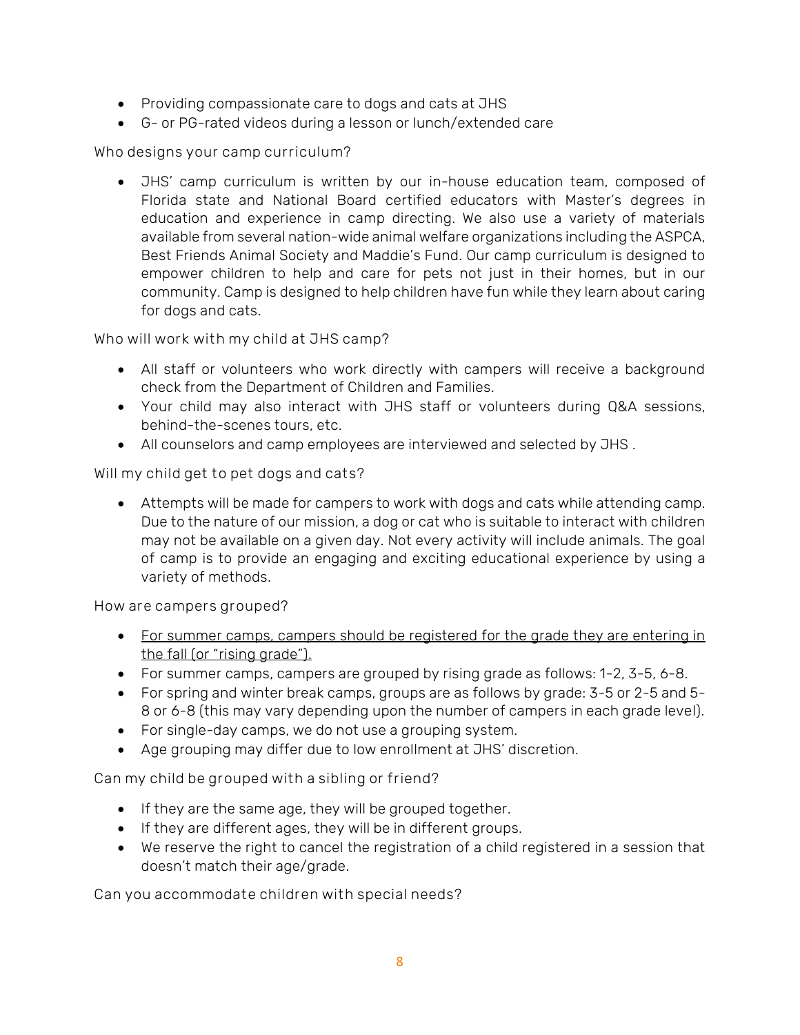- Providing compassionate care to dogs and cats at JHS
- G- or PG-rated videos during a lesson or lunch/extended care

### Who designs your camp curriculum?

- JHS' camp curriculum is written by our in-house education team, composed of Florida state and National Board certified educators with Master's degrees in education and experience in camp directing. We also use a variety of materials available from several nation-wide animal welfare organizations including the ASPCA, Best Friends Animal Society and Maddie's Fund. Our camp curriculum is designed to empower children to help and care for pets not just in their homes, but in our community. Camp is designed to help children have fun while they learn about caring for dogs and cats.

### Who will work with my child at JHS camp?

- All staff or volunteers who work directly with campers will receive a background check from the Department of Children and Families.
- Your child may also interact with JHS staff or volunteers during Q&A sessions, behind-the-scenes tours, etc.
- All counselors and camp employees are interviewed and selected by JHS .

### Will my child get to pet dogs and cats?

- Attempts will be made for campers to work with dogs and cats while attending camp. Due to the nature of our mission, a dog or cat who is suitable to interact with children may not be available on a given day. Not every activity will include animals. The goal of camp is to provide an engaging and exciting educational experience by using a variety of methods.

### How are campers grouped?

- <u>For summer camps, campers should be registered for the grade they are entering in the fall (or "rising grade").</u>
- For summer camps, campers are grouped by rising grade as follows: 1-2, 3-5, 6-8.
- For spring and winter break camps, groups are as follows by grade: 3-5 or 2-5 and 5-8 or 6-8 (this may vary depending upon the number of campers in each grade level).
- For single-day camps, we do not use a grouping system.
- Age grouping may differ due to low enrollment at JHS' discretion.

### Can my child be grouped with a sibling or friend?

- If they are the same age, they will be grouped together.
- If they are different ages, they will be in different groups.
- We reserve the right to cancel the registration of a child registered in a session that doesn't match their age/grade.

### Can you accommodate children with special needs?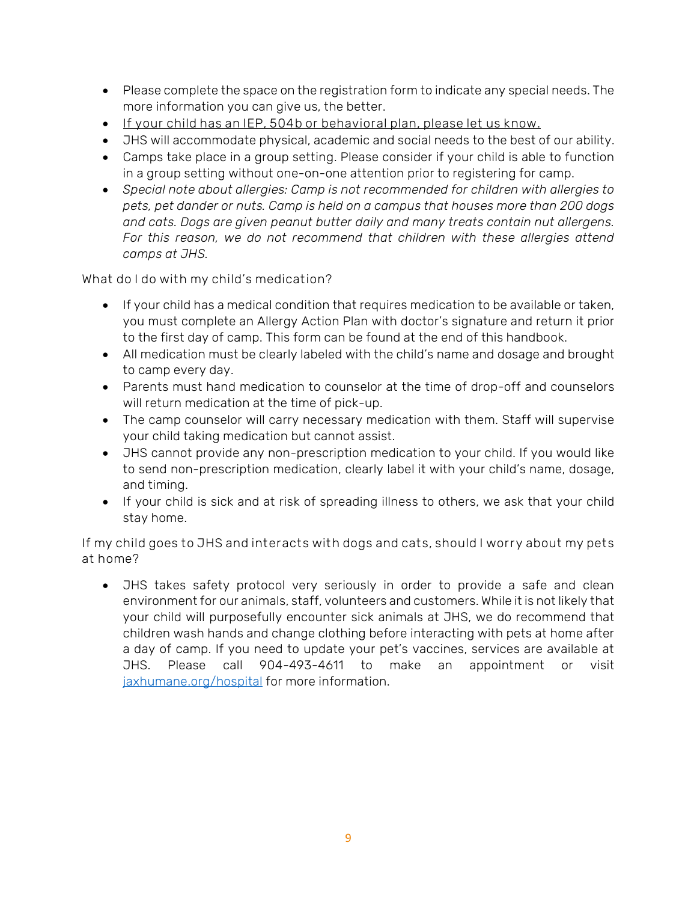- Please complete the space on the registration form to indicate any special needs. The more information you can give us, the better.
- <u>If your child has an IEP, 504b or behavioral plan, please let us know.</u>
- JHS will accommodate physical, academic and social needs to the best of our ability.
- Camps take place in a group setting. Please consider if your child is able to function in a group setting without one-on-one attention prior to registering for camp.
- *Special note about allergies: Camp is not recommended for children with allergies to pets, pet dander or nuts. Camp is held on a campus that houses more than 200 dogs and cats. Dogs are given peanut butter daily and many treats contain nut allergens. For this reason, we do not recommend that children with these allergies attend camps at JHS.*

### What do I do with my child's medication?

- If your child has a medical condition that requires medication to be available or taken, you must complete an Allergy Action Plan with doctor's signature and return it prior to the first day of camp. This form can be found at the end of this handbook.
- All medication must be clearly labeled with the child's name and dosage and brought to camp every day.
- Parents must hand medication to counselor at the time of drop-off and counselors will return medication at the time of pick-up.
- The camp counselor will carry necessary medication with them. Staff will supervise your child taking medication but cannot assist.
- JHS cannot provide any non-prescription medication to your child. If you would like to send non-prescription medication, clearly label it with your child's name, dosage, and timing.
- If your child is sick and at risk of spreading illness to others, we ask that your child stay home.

### If my child goes to JHS and interacts with dogs and cats, should I worry about my pets at home?

- JHS takes safety protocol very seriously in order to provide a safe and clean environment for our animals, staff, volunteers and customers. While it is not likely that your child will purposefully encounter sick animals at JHS, we do recommend that children wash hands and change clothing before interacting with pets at home after a day of camp. If you need to update your pet's vaccines, services are available at JHS. Please call 904-493-4611 to make an appointment or visit [jaxhumane.org/hospital](jaxhumane.org/hospital) for more information.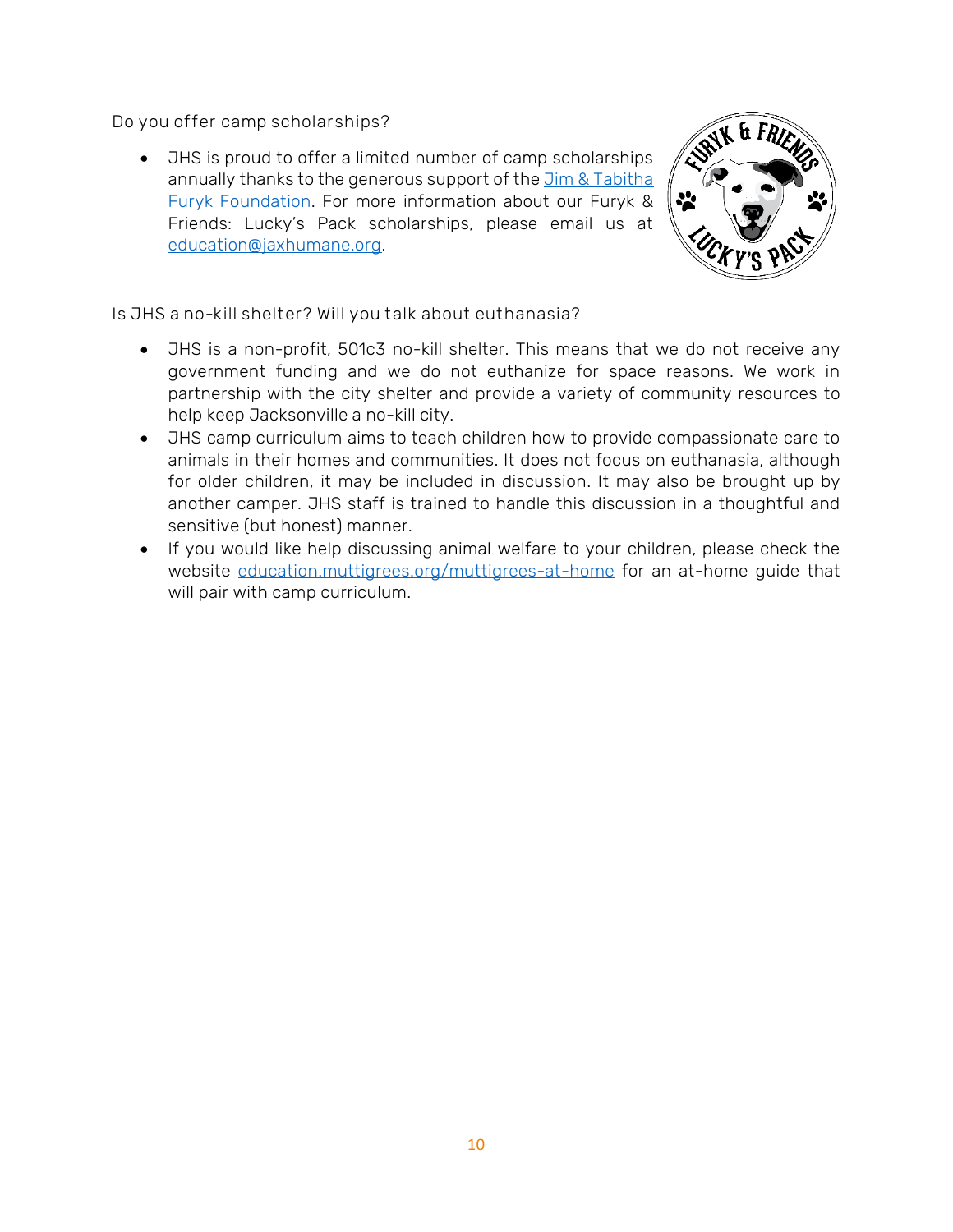Do you offer camp scholarships?

- JHS is proud to offer a limited number of camp scholarships annually thanks to the generous support of the [Jim & Tabitha Furyk Foundation](). For more information about our Furyk & Friends: Lucky's Pack scholarships, please email us at [education@jaxhumane.org]().

Is JHS a no-kill shelter? Will you talk about euthanasia?

- JHS is a non-profit, 501c3 no-kill shelter. This means that we do not receive any government funding and we do not euthanize for space reasons. We work in partnership with the city shelter and provide a variety of community resources to help keep Jacksonville a no-kill city.
- JHS camp curriculum aims to teach children how to provide compassionate care to animals in their homes and communities. It does not focus on euthanasia, although for older children, it may be included in discussion. It may also be brought up by another camper. JHS staff is trained to handle this discussion in a thoughtful and sensitive (but honest) manner.
- If you would like help discussing animal welfare to your children, please check the website [education.muttigrees.org/muttigrees-at-home]() for an at-home guide that will pair with camp curriculum.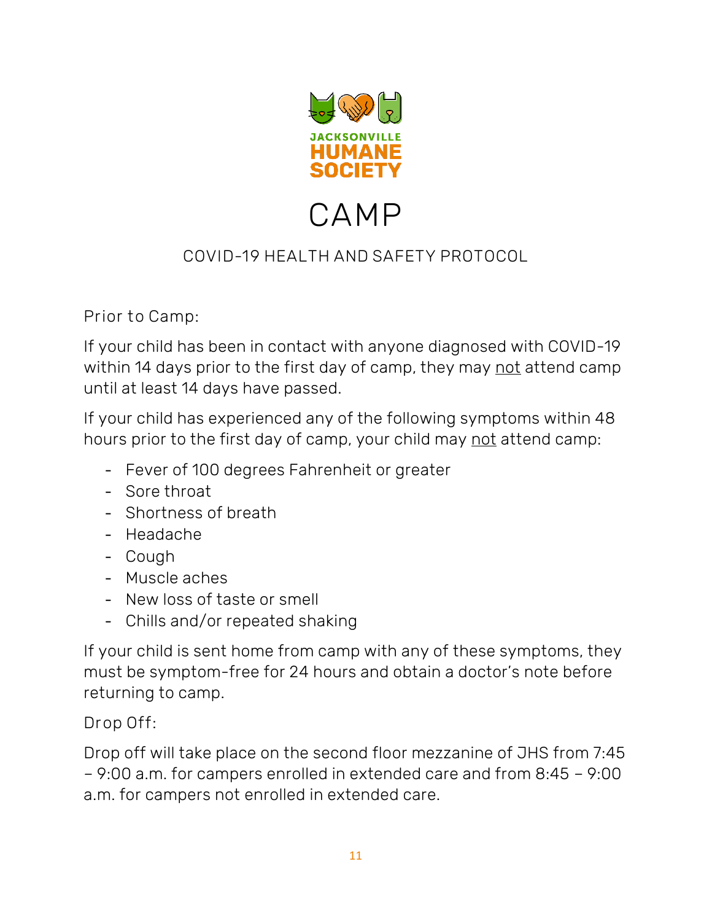JACKSONVILLE HUMANE SOCIETY

# CAMP

## COVID-19 HEALTH AND SAFETY PROTOCOL

Prior to Camp:

If your child has been in contact with anyone diagnosed with COVID-19 within 14 days prior to the first day of camp, they may not attend camp until at least 14 days have passed.

If your child has experienced any of the following symptoms within 48 hours prior to the first day of camp, your child may not attend camp:

- Fever of 100 degrees Fahrenheit or greater
- Sore throat
- Shortness of breath
- Headache
- Cough
- Muscle aches
- New loss of taste or smell
- Chills and/or repeated shaking

If your child is sent home from camp with any of these symptoms, they must be symptom-free for 24 hours and obtain a doctor's note before returning to camp.

Drop Off:

Drop off will take place on the second floor mezzanine of JHS from 7:45 – 9:00 a.m. for campers enrolled in extended care and from 8:45 – 9:00 a.m. for campers not enrolled in extended care.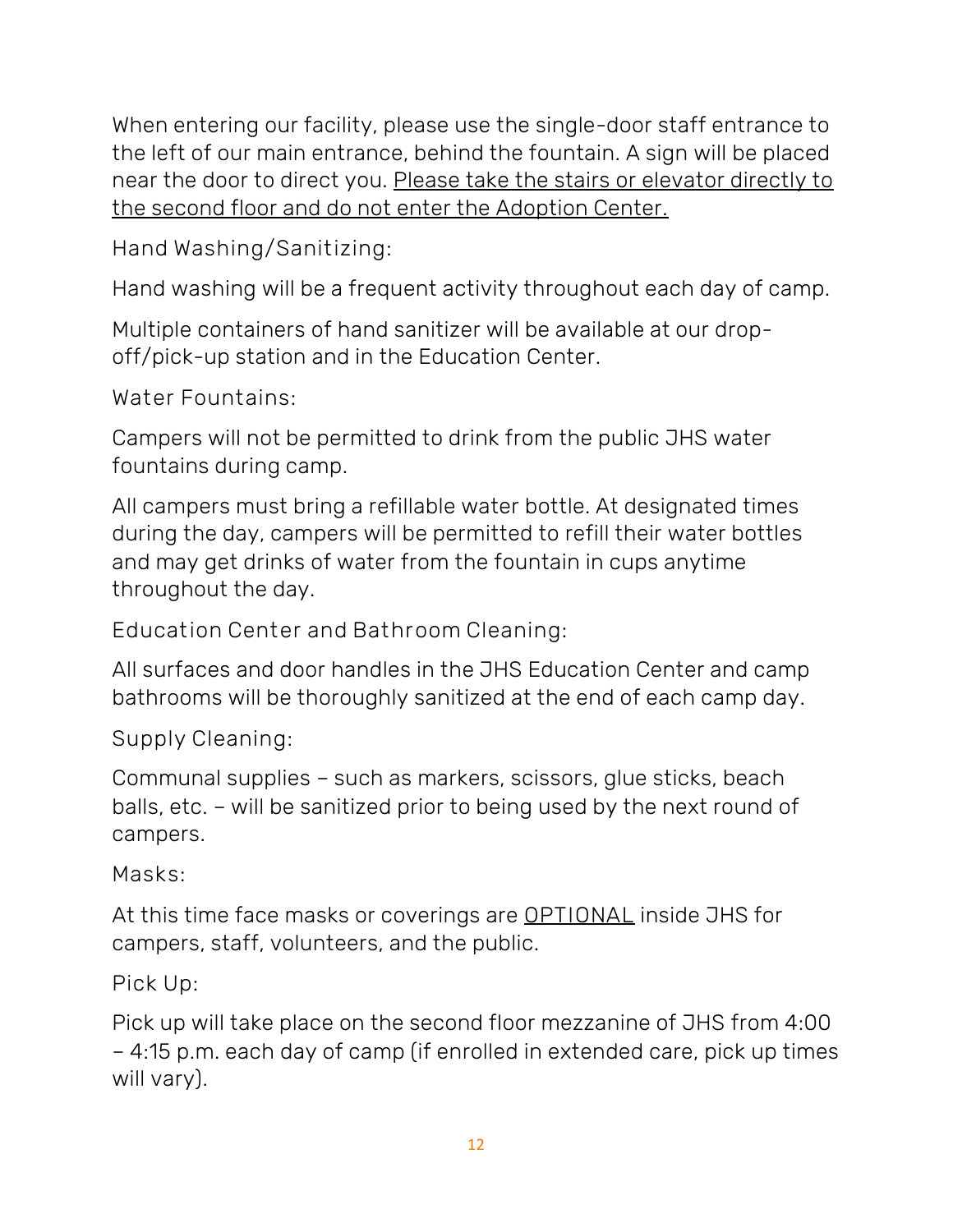When entering our facility, please use the single-door staff entrance to the left of our main entrance, behind the fountain. A sign will be placed near the door to direct you. <u>Please take the stairs or elevator directly to the second floor and do not enter the Adoption Center.</u>

Hand Washing/Sanitizing:

Hand washing will be a frequent activity throughout each day of camp.

Multiple containers of hand sanitizer will be available at our drop-off/pick-up station and in the Education Center.

Water Fountains:

Campers will not be permitted to drink from the public JHS water fountains during camp.

All campers must bring a refillable water bottle. At designated times during the day, campers will be permitted to refill their water bottles and may get drinks of water from the fountain in cups anytime throughout the day.

Education Center and Bathroom Cleaning:

All surfaces and door handles in the JHS Education Center and camp bathrooms will be thoroughly sanitized at the end of each camp day.

Supply Cleaning:

Communal supplies – such as markers, scissors, glue sticks, beach balls, etc. – will be sanitized prior to being used by the next round of campers.

Masks:

At this time face masks or coverings are <u>OPTIONAL</u> inside JHS for campers, staff, volunteers, and the public.

Pick Up:

Pick up will take place on the second floor mezzanine of JHS from 4:00 – 4:15 p.m. each day of camp (if enrolled in extended care, pick up times will vary).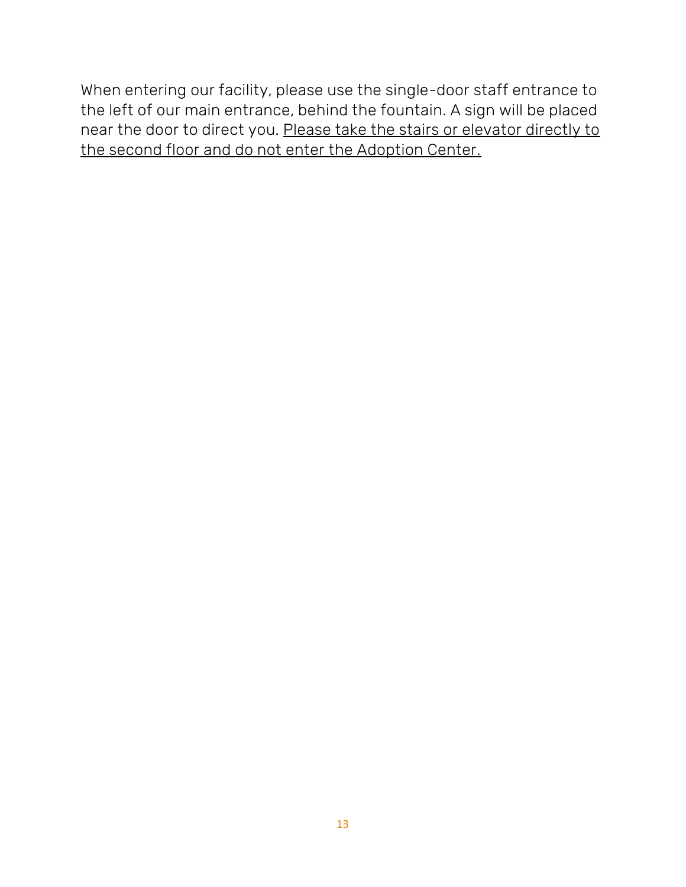When entering our facility, please use the single-door staff entrance to the left of our main entrance, behind the fountain. A sign will be placed near the door to direct you. <u>Please take the stairs or elevator directly to the second floor and do not enter the Adoption Center.</u>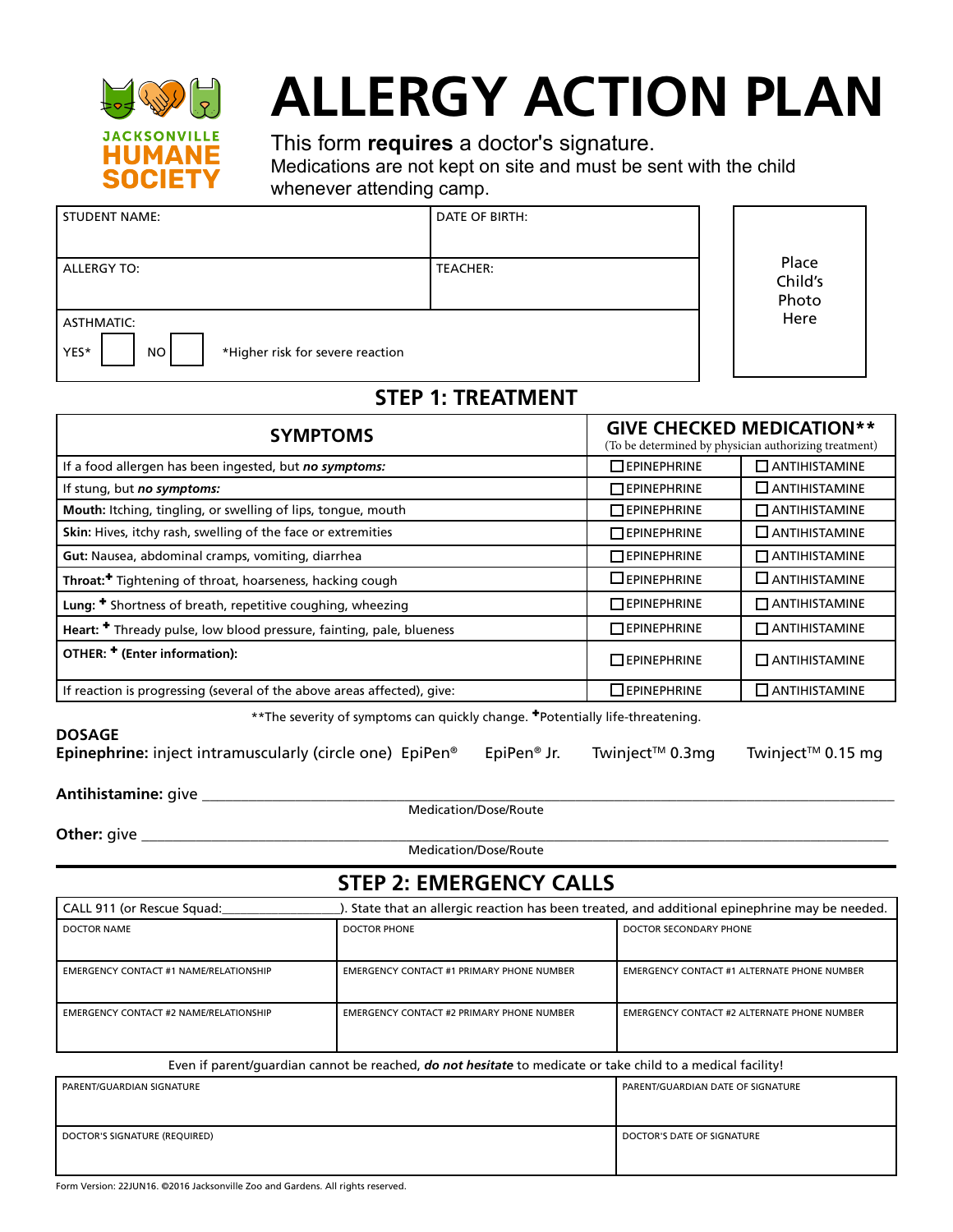JACKSONVILLE HUMANE SOCIETY

# ALLERGY ACTION PLAN

This form **requires** a doctor's signature.
Medications are not kept on site and must be sent with the child whenever attending camp.

| | |
|---|---|
| STUDENT NAME: | DATE OF BIRTH: |
| ALLERGY TO: | TEACHER: |
| ASTHMATIC: YES* ☐ NO ☐ *Higher risk for severe reaction | |

Place Child's Photo Here

## STEP 1: TREATMENT

| SYMPTOMS | GIVE CHECKED MEDICATION** (To be determined by physician authorizing treatment) | |
|---|---|---|
| If a food allergen has been ingested, but ***no symptoms:*** | ☐ EPINEPHRINE | ☐ ANTIHISTAMINE |
| If stung, but ***no symptoms:*** | ☐ EPINEPHRINE | ☐ ANTIHISTAMINE |
| **Mouth:** Itching, tingling, or swelling of lips, tongue, mouth | ☐ EPINEPHRINE | ☐ ANTIHISTAMINE |
| **Skin:** Hives, itchy rash, swelling of the face or extremities | ☐ EPINEPHRINE | ☐ ANTIHISTAMINE |
| **Gut:** Nausea, abdominal cramps, vomiting, diarrhea | ☐ EPINEPHRINE | ☐ ANTIHISTAMINE |
| **Throat:✚** Tightening of throat, hoarseness, hacking cough | ☐ EPINEPHRINE | ☐ ANTIHISTAMINE |
| **Lung: ✚** Shortness of breath, repetitive coughing, wheezing | ☐ EPINEPHRINE | ☐ ANTIHISTAMINE |
| **Heart: ✚** Thready pulse, low blood pressure, fainting, pale, blueness | ☐ EPINEPHRINE | ☐ ANTIHISTAMINE |
| **OTHER: ✚ (Enter information):** | ☐ EPINEPHRINE | ☐ ANTIHISTAMINE |
| If reaction is progressing (several of the above areas affected), give: | ☐ EPINEPHRINE | ☐ ANTIHISTAMINE |

**The severity of symptoms can quickly change. ✚Potentially life-threatening.

**DOSAGE**
**Epinephrine:** inject intramuscularly (circle one) EpiPen® EpiPen® Jr. Twinject™ 0.3mg Twinject™ 0.15 mg

**Antihistamine:** give ________________________________________
Medication/Dose/Route

**Other:** give ________________________________________
Medication/Dose/Route

## STEP 2: EMERGENCY CALLS

CALL 911 (or Rescue Squad:_______________). State that an allergic reaction has been treated, and additional epinephrine may be needed.

| | | |
|---|---|---|
| DOCTOR NAME | DOCTOR PHONE | DOCTOR SECONDARY PHONE |
| EMERGENCY CONTACT #1 NAME/RELATIONSHIP | EMERGENCY CONTACT #1 PRIMARY PHONE NUMBER | EMERGENCY CONTACT #1 ALTERNATE PHONE NUMBER |
| EMERGENCY CONTACT #2 NAME/RELATIONSHIP | EMERGENCY CONTACT #2 PRIMARY PHONE NUMBER | EMERGENCY CONTACT #2 ALTERNATE PHONE NUMBER |

Even if parent/guardian cannot be reached, ***do not hesitate*** to medicate or take child to a medical facility!

| | |
|---|---|
| PARENT/GUARDIAN SIGNATURE | PARENT/GUARDIAN DATE OF SIGNATURE |
| DOCTOR'S SIGNATURE (REQUIRED) | DOCTOR'S DATE OF SIGNATURE |

Form Version: 22JUN16. ©2016 Jacksonville Zoo and Gardens. All rights reserved.